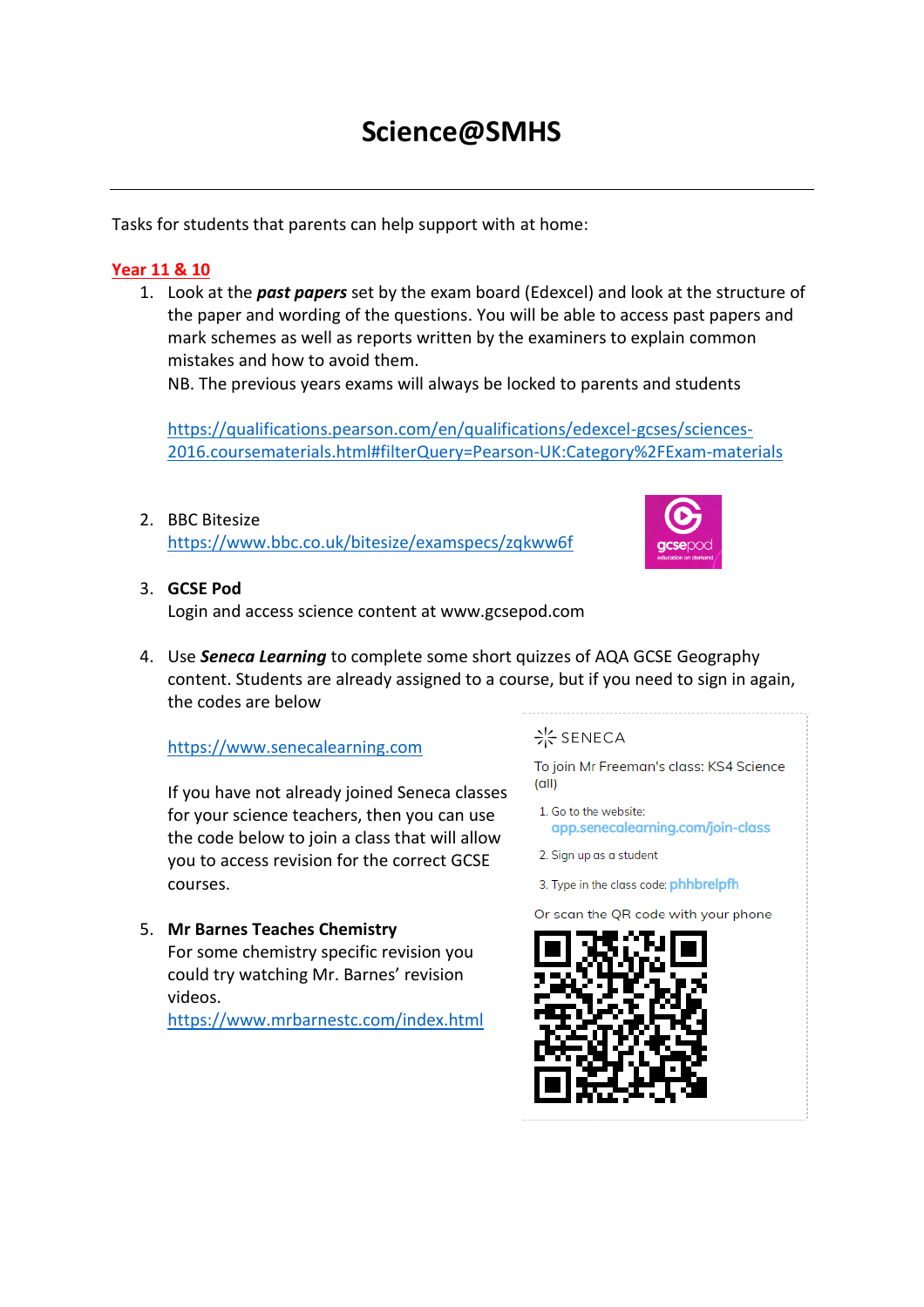# Science@SMHS

Tasks for students that parents can help support with at home:

## Year 11 & 10

1. Look at the ***past papers*** set by the exam board (Edexcel) and look at the structure of the paper and wording of the questions. You will be able to access past papers and mark schemes as well as reports written by the examiners to explain common mistakes and how to avoid them.
   NB. The previous years exams will always be locked to parents and students

   https://qualifications.pearson.com/en/qualifications/edexcel-gcses/sciences-2016.coursematerials.html#filterQuery=Pearson-UK:Category%2FExam-materials

2. BBC Bitesize
   https://www.bbc.co.uk/bitesize/examspecs/zqkww6f

3. **GCSE Pod**
   Login and access science content at www.gcsepod.com

4. Use ***Seneca Learning*** to complete some short quizzes of AQA GCSE Geography content. Students are already assigned to a course, but if you need to sign in again, the codes are below

   https://www.senecalearning.com

   If you have not already joined Seneca classes for your science teachers, then you can use the code below to join a class that will allow you to access revision for the correct GCSE courses.

   SENECA

   To join Mr Freeman's class: KS4 Science (all)

   1. Go to the website: app.senecalearning.com/join-class
   2. Sign up as a student
   3. Type in the class code: phhbrelpfh

   Or scan the QR code with your phone

5. **Mr Barnes Teaches Chemistry**
   For some chemistry specific revision you could try watching Mr. Barnes' revision videos.
   https://www.mrbarnestc.com/index.html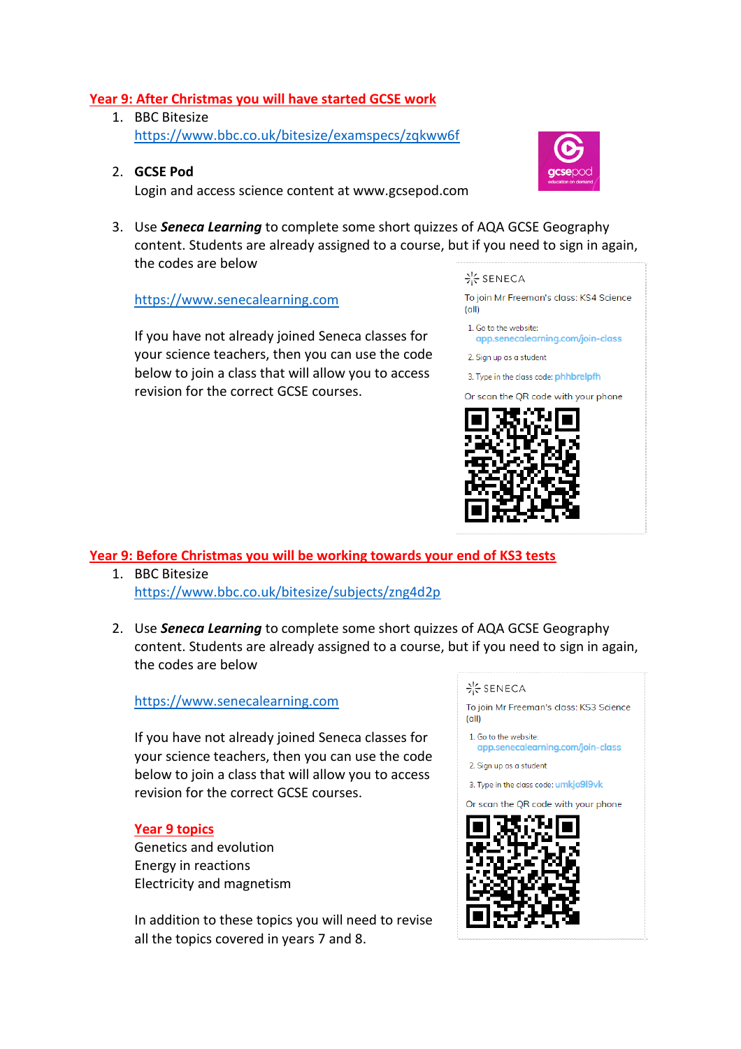## Year 9: After Christmas you will have started GCSE work

1. BBC Bitesize
   https://www.bbc.co.uk/bitesize/examspecs/zqkww6f

2. **GCSE Pod**
   Login and access science content at www.gcsepod.com

3. Use ***Seneca Learning*** to complete some short quizzes of AQA GCSE Geography content. Students are already assigned to a course, but if you need to sign in again, the codes are below

   https://www.senecalearning.com

   If you have not already joined Seneca classes for your science teachers, then you can use the code below to join a class that will allow you to access revision for the correct GCSE courses.

SENECA

To join Mr Freeman's class: KS4 Science (all)

1. Go to the website: app.senecalearning.com/join-class
2. Sign up as a student
3. Type in the class code: phhbrelpfh

Or scan the QR code with your phone

## Year 9: Before Christmas you will be working towards your end of KS3 tests

1. BBC Bitesize
   https://www.bbc.co.uk/bitesize/subjects/zng4d2p

2. Use ***Seneca Learning*** to complete some short quizzes of AQA GCSE Geography content. Students are already assigned to a course, but if you need to sign in again, the codes are below

   https://www.senecalearning.com

   If you have not already joined Seneca classes for your science teachers, then you can use the code below to join a class that will allow you to access revision for the correct GCSE courses.

SENECA

To join Mr Freeman's class: KS3 Science (all)

1. Go to the website: app.senecalearning.com/join-class
2. Sign up as a student
3. Type in the class code: umkjo9l9vk

Or scan the QR code with your phone

### Year 9 topics

Genetics and evolution
Energy in reactions
Electricity and magnetism

In addition to these topics you will need to revise all the topics covered in years 7 and 8.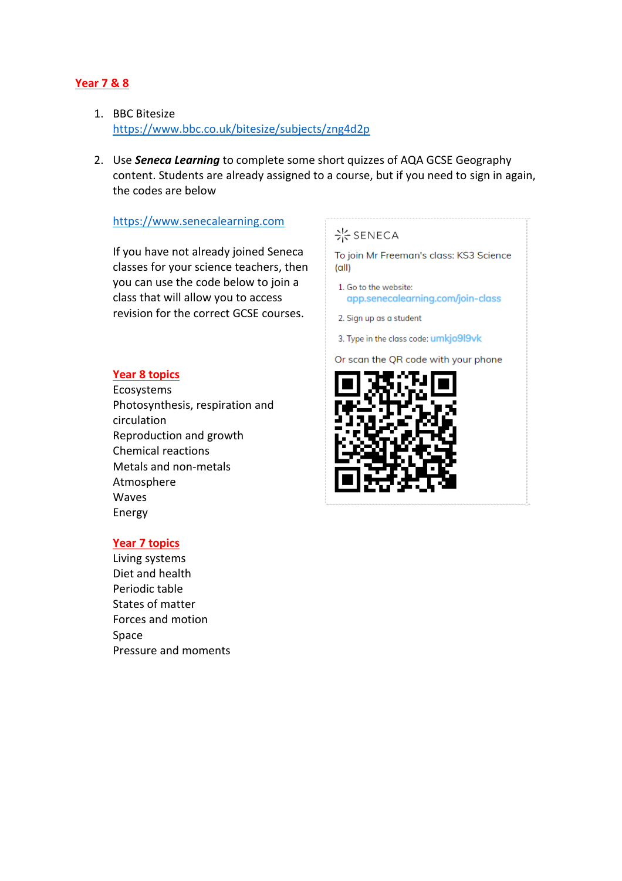## Year 7 & 8

1. BBC Bitesize
   https://www.bbc.co.uk/bitesize/subjects/zng4d2p

2. Use ***Seneca Learning*** to complete some short quizzes of AQA GCSE Geography content. Students are already assigned to a course, but if you need to sign in again, the codes are below

   https://www.senecalearning.com

   If you have not already joined Seneca classes for your science teachers, then you can use the code below to join a class that will allow you to access revision for the correct GCSE courses.

SENECA

To join Mr Freeman's class: KS3 Science (all)

1. Go to the website: app.senecalearning.com/join-class
2. Sign up as a student
3. Type in the class code: umkjo9l9vk

Or scan the QR code with your phone

### Year 8 topics

Ecosystems
Photosynthesis, respiration and circulation
Reproduction and growth
Chemical reactions
Metals and non-metals
Atmosphere
Waves
Energy

### Year 7 topics

Living systems
Diet and health
Periodic table
States of matter
Forces and motion
Space
Pressure and moments